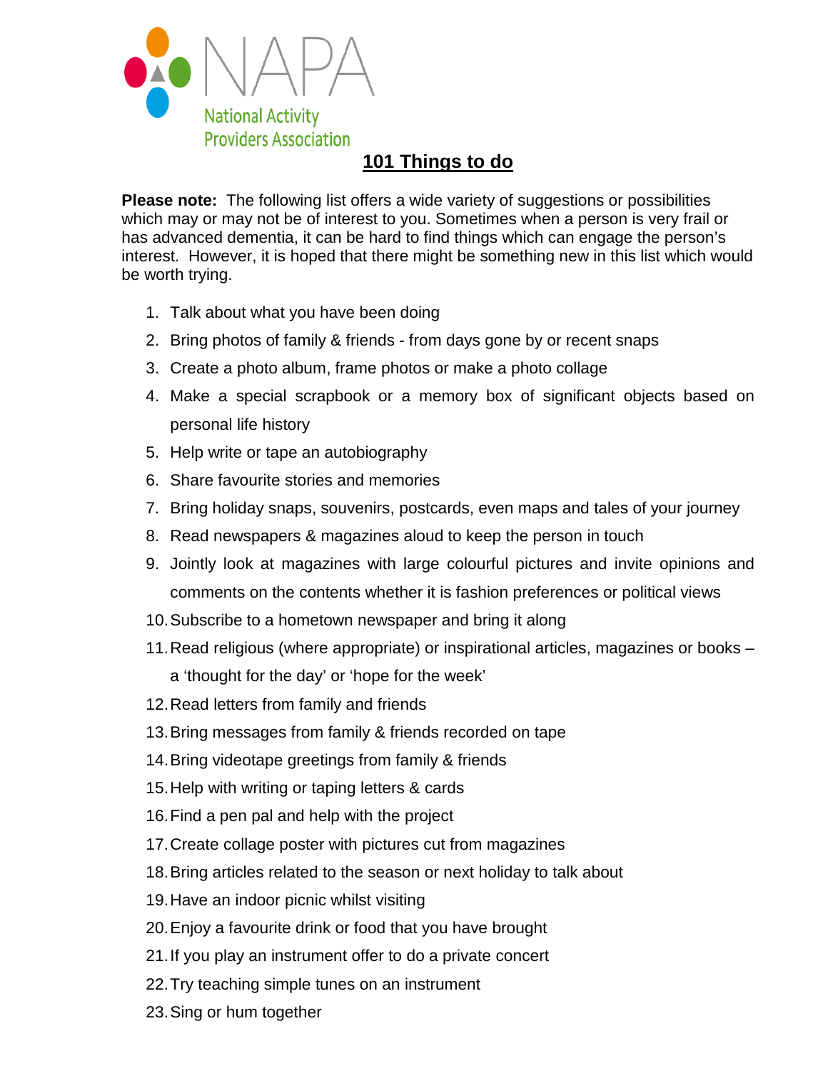NAPA

National Activity Providers Association

# 101 Things to do

**Please note:** The following list offers a wide variety of suggestions or possibilities which may or may not be of interest to you. Sometimes when a person is very frail or has advanced dementia, it can be hard to find things which can engage the person's interest. However, it is hoped that there might be something new in this list which would be worth trying.

1. Talk about what you have been doing
2. Bring photos of family & friends - from days gone by or recent snaps
3. Create a photo album, frame photos or make a photo collage
4. Make a special scrapbook or a memory box of significant objects based on personal life history
5. Help write or tape an autobiography
6. Share favourite stories and memories
7. Bring holiday snaps, souvenirs, postcards, even maps and tales of your journey
8. Read newspapers & magazines aloud to keep the person in touch
9. Jointly look at magazines with large colourful pictures and invite opinions and comments on the contents whether it is fashion preferences or political views
10. Subscribe to a hometown newspaper and bring it along
11. Read religious (where appropriate) or inspirational articles, magazines or books – a 'thought for the day' or 'hope for the week'
12. Read letters from family and friends
13. Bring messages from family & friends recorded on tape
14. Bring videotape greetings from family & friends
15. Help with writing or taping letters & cards
16. Find a pen pal and help with the project
17. Create collage poster with pictures cut from magazines
18. Bring articles related to the season or next holiday to talk about
19. Have an indoor picnic whilst visiting
20. Enjoy a favourite drink or food that you have brought
21. If you play an instrument offer to do a private concert
22. Try teaching simple tunes on an instrument
23. Sing or hum together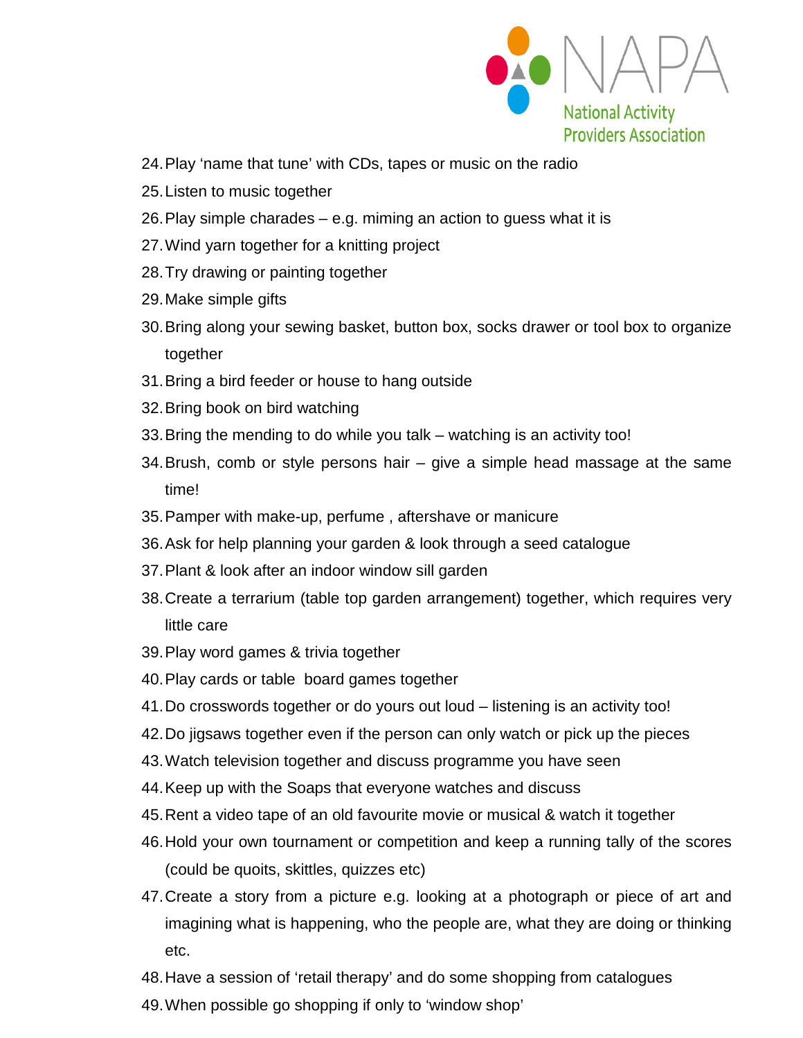24. Play 'name that tune' with CDs, tapes or music on the radio
25. Listen to music together
26. Play simple charades – e.g. miming an action to guess what it is
27. Wind yarn together for a knitting project
28. Try drawing or painting together
29. Make simple gifts
30. Bring along your sewing basket, button box, socks drawer or tool box to organize together
31. Bring a bird feeder or house to hang outside
32. Bring book on bird watching
33. Bring the mending to do while you talk – watching is an activity too!
34. Brush, comb or style persons hair – give a simple head massage at the same time!
35. Pamper with make-up, perfume , aftershave or manicure
36. Ask for help planning your garden & look through a seed catalogue
37. Plant & look after an indoor window sill garden
38. Create a terrarium (table top garden arrangement) together, which requires very little care
39. Play word games & trivia together
40. Play cards or table  board games together
41. Do crosswords together or do yours out loud – listening is an activity too!
42. Do jigsaws together even if the person can only watch or pick up the pieces
43. Watch television together and discuss programme you have seen
44. Keep up with the Soaps that everyone watches and discuss
45. Rent a video tape of an old favourite movie or musical & watch it together
46. Hold your own tournament or competition and keep a running tally of the scores (could be quoits, skittles, quizzes etc)
47. Create a story from a picture e.g. looking at a photograph or piece of art and imagining what is happening, who the people are, what they are doing or thinking etc.
48. Have a session of 'retail therapy' and do some shopping from catalogues
49. When possible go shopping if only to 'window shop'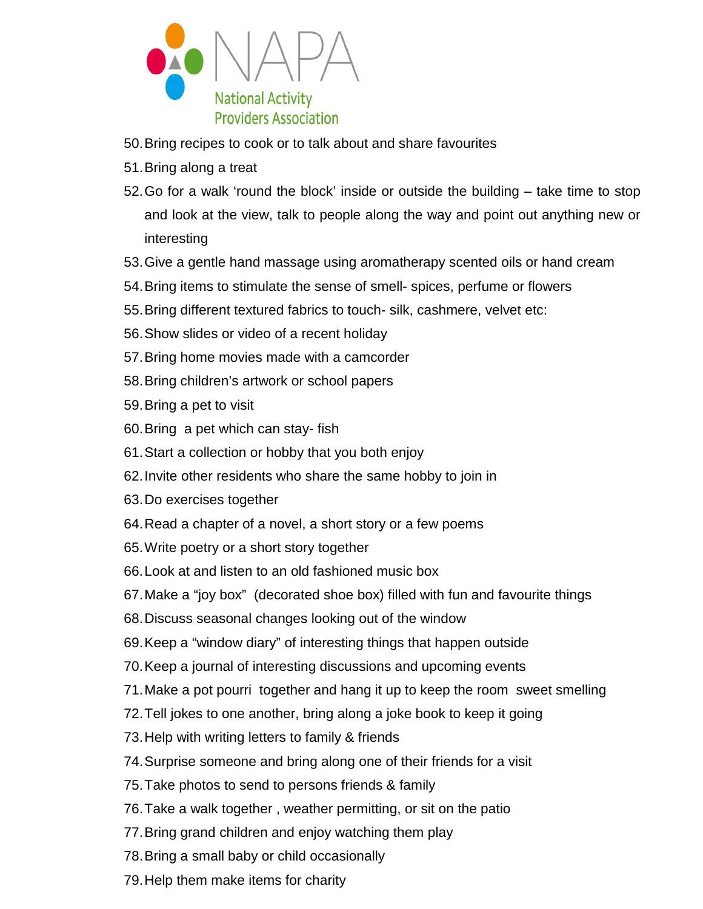50. Bring recipes to cook or to talk about and share favourites
51. Bring along a treat
52. Go for a walk 'round the block' inside or outside the building – take time to stop and look at the view, talk to people along the way and point out anything new or interesting
53. Give a gentle hand massage using aromatherapy scented oils or hand cream
54. Bring items to stimulate the sense of smell- spices, perfume or flowers
55. Bring different textured fabrics to touch- silk, cashmere, velvet etc:
56. Show slides or video of a recent holiday
57. Bring home movies made with a camcorder
58. Bring children's artwork or school papers
59. Bring a pet to visit
60. Bring a pet which can stay- fish
61. Start a collection or hobby that you both enjoy
62. Invite other residents who share the same hobby to join in
63. Do exercises together
64. Read a chapter of a novel, a short story or a few poems
65. Write poetry or a short story together
66. Look at and listen to an old fashioned music box
67. Make a "joy box" (decorated shoe box) filled with fun and favourite things
68. Discuss seasonal changes looking out of the window
69. Keep a "window diary" of interesting things that happen outside
70. Keep a journal of interesting discussions and upcoming events
71. Make a pot pourri together and hang it up to keep the room sweet smelling
72. Tell jokes to one another, bring along a joke book to keep it going
73. Help with writing letters to family & friends
74. Surprise someone and bring along one of their friends for a visit
75. Take photos to send to persons friends & family
76. Take a walk together , weather permitting, or sit on the patio
77. Bring grand children and enjoy watching them play
78. Bring a small baby or child occasionally
79. Help them make items for charity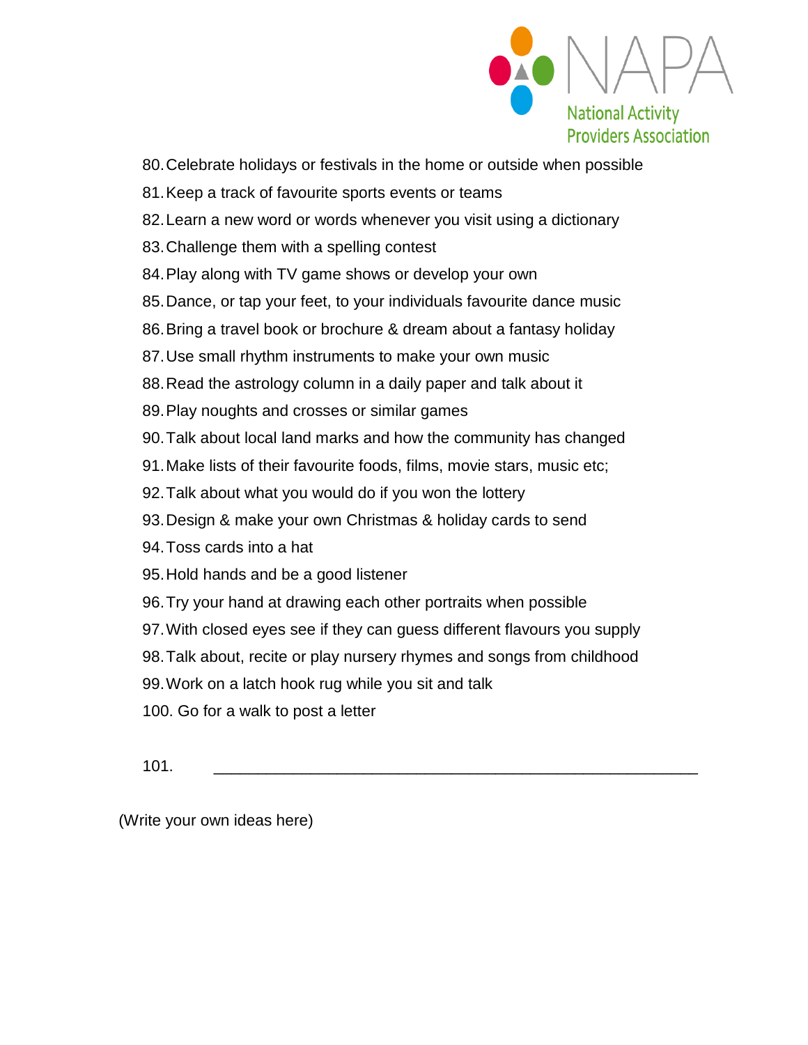80. Celebrate holidays or festivals in the home or outside when possible
81. Keep a track of favourite sports events or teams
82. Learn a new word or words whenever you visit using a dictionary
83. Challenge them with a spelling contest
84. Play along with TV game shows or develop your own
85. Dance, or tap your feet, to your individuals favourite dance music
86. Bring a travel book or brochure & dream about a fantasy holiday
87. Use small rhythm instruments to make your own music
88. Read the astrology column in a daily paper and talk about it
89. Play noughts and crosses or similar games
90. Talk about local land marks and how the community has changed
91. Make lists of their favourite foods, films, movie stars, music etc;
92. Talk about what you would do if you won the lottery
93. Design & make your own Christmas & holiday cards to send
94. Toss cards into a hat
95. Hold hands and be a good listener
96. Try your hand at drawing each other portraits when possible
97. With closed eyes see if they can guess different flavours you supply
98. Talk about, recite or play nursery rhymes and songs from childhood
99. Work on a latch hook rug while you sit and talk
100. Go for a walk to post a letter

101. \_\_\_\_\_\_\_\_\_\_\_\_\_\_\_\_\_\_\_\_\_\_\_\_\_\_\_\_\_\_\_\_\_\_\_\_\_\_\_\_\_\_\_\_\_\_\_\_\_\_\_\_

(Write your own ideas here)